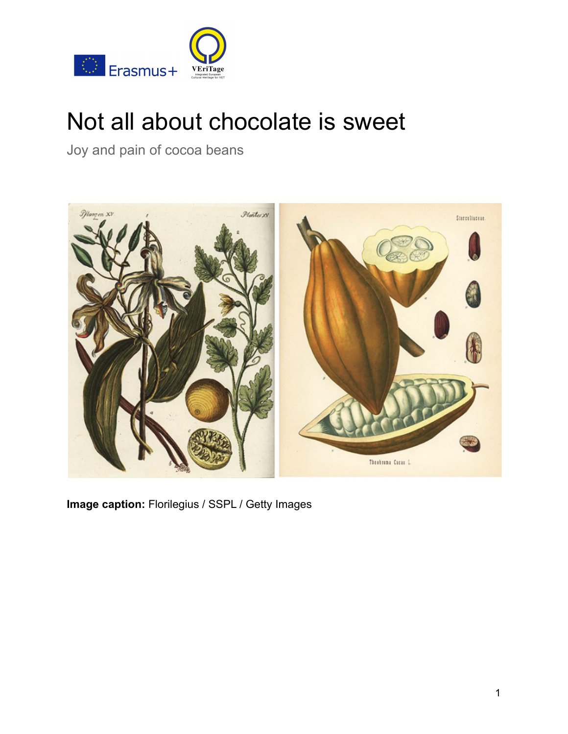# Not all about chocolate is sweet

Joy and pain of cocoa beans

**Image caption:** Florilegius / SSPL / Getty Images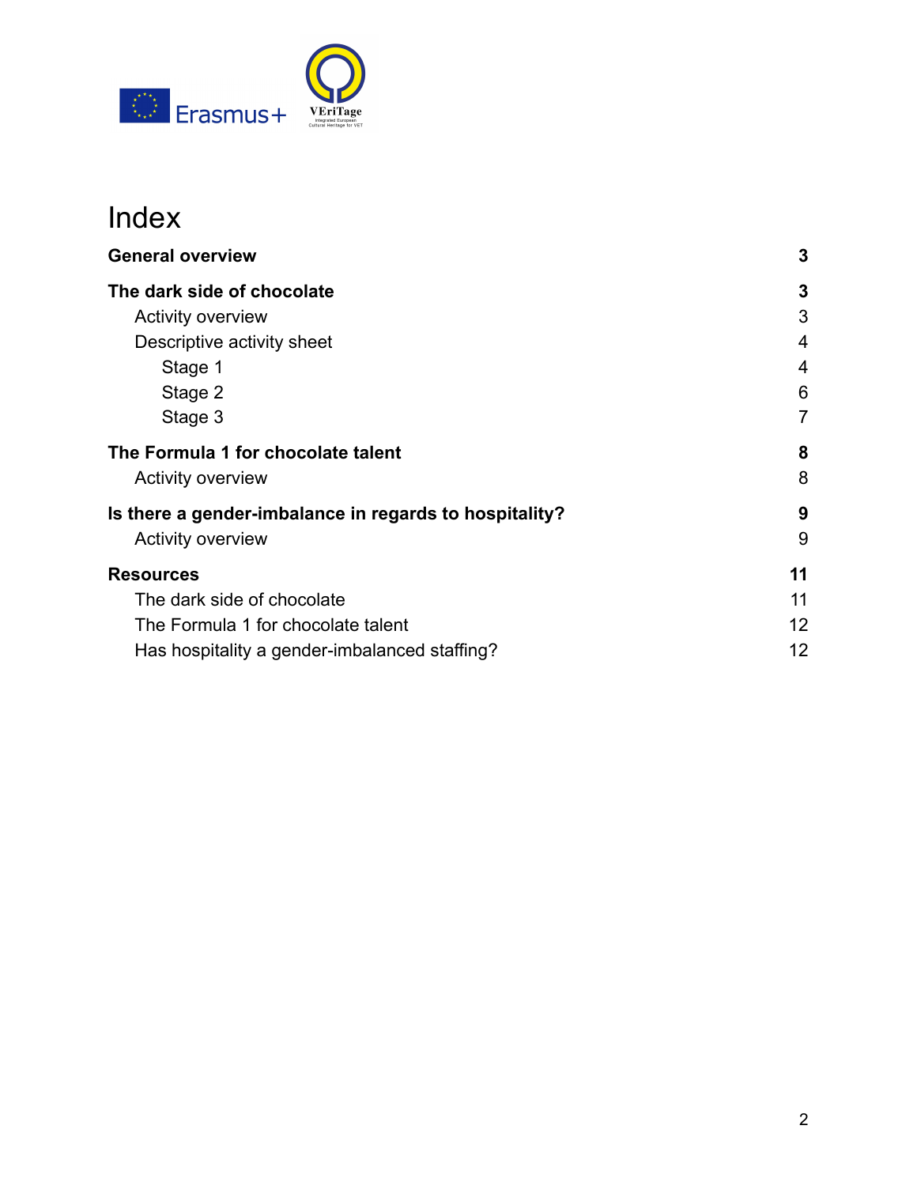# Index

| | |
|---|---|
| **General overview** | **3** |
| **The dark side of chocolate** | **3** |
| Activity overview | 3 |
| Descriptive activity sheet | 4 |
| Stage 1 | 4 |
| Stage 2 | 6 |
| Stage 3 | 7 |
| **The Formula 1 for chocolate talent** | **8** |
| Activity overview | 8 |
| **Is there a gender-imbalance in regards to hospitality?** | **9** |
| Activity overview | 9 |
| **Resources** | **11** |
| The dark side of chocolate | 11 |
| The Formula 1 for chocolate talent | 12 |
| Has hospitality a gender-imbalanced staffing? | 12 |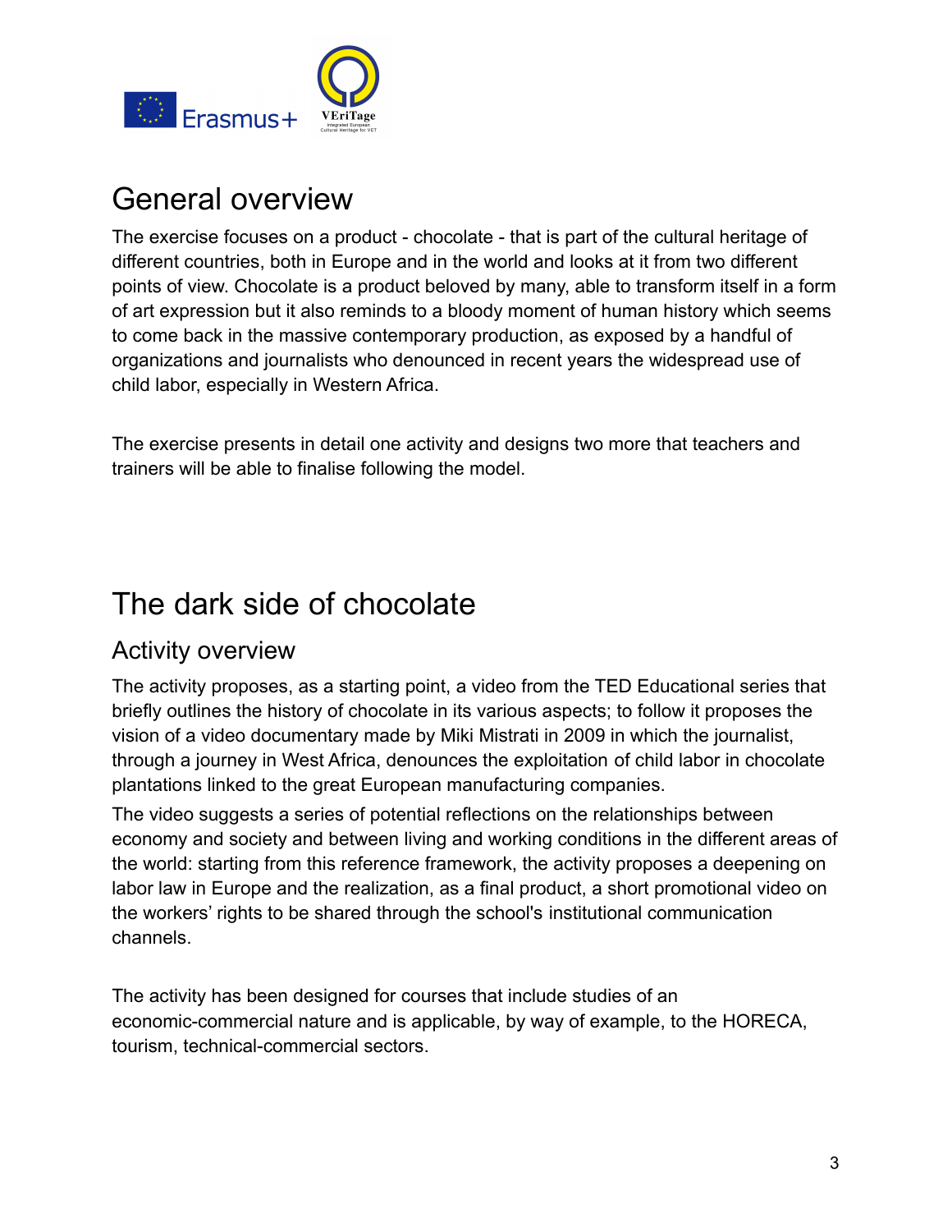# General overview

The exercise focuses on a product - chocolate - that is part of the cultural heritage of different countries, both in Europe and in the world and looks at it from two different points of view. Chocolate is a product beloved by many, able to transform itself in a form of art expression but it also reminds to a bloody moment of human history which seems to come back in the massive contemporary production, as exposed by a handful of organizations and journalists who denounced in recent years the widespread use of child labor, especially in Western Africa.

The exercise presents in detail one activity and designs two more that teachers and trainers will be able to finalise following the model.

# The dark side of chocolate

## Activity overview

The activity proposes, as a starting point, a video from the TED Educational series that briefly outlines the history of chocolate in its various aspects; to follow it proposes the vision of a video documentary made by Miki Mistrati in 2009 in which the journalist, through a journey in West Africa, denounces the exploitation of child labor in chocolate plantations linked to the great European manufacturing companies.

The video suggests a series of potential reflections on the relationships between economy and society and between living and working conditions in the different areas of the world: starting from this reference framework, the activity proposes a deepening on labor law in Europe and the realization, as a final product, a short promotional video on the workers' rights to be shared through the school's institutional communication channels.

The activity has been designed for courses that include studies of an economic-commercial nature and is applicable, by way of example, to the HORECA, tourism, technical-commercial sectors.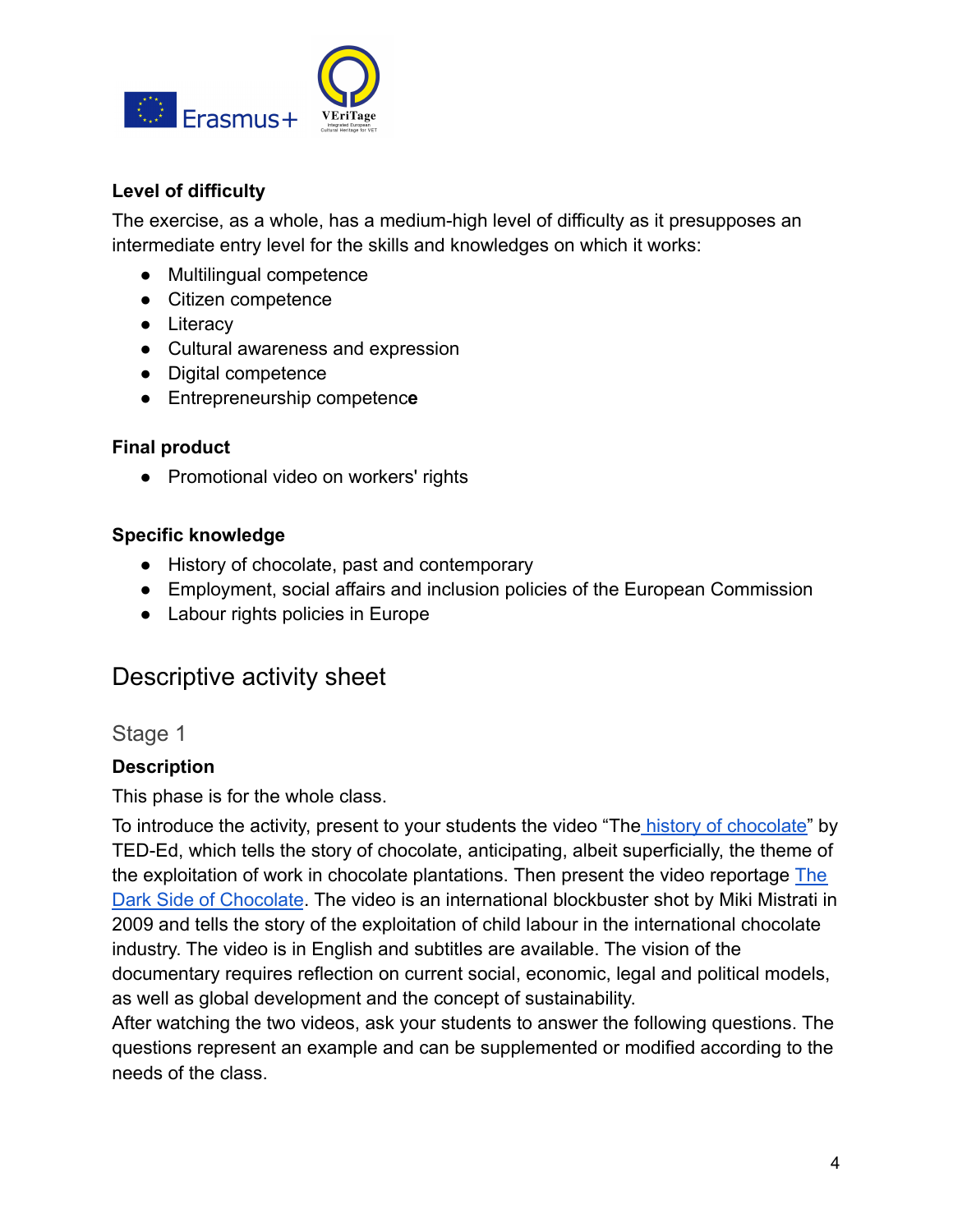**Level of difficulty**

The exercise, as a whole, has a medium-high level of difficulty as it presupposes an intermediate entry level for the skills and knowledges on which it works:

- Multilingual competence
- Citizen competence
- Literacy
- Cultural awareness and expression
- Digital competence
- Entrepreneurship competence

**Final product**

- Promotional video on workers' rights

**Specific knowledge**

- History of chocolate, past and contemporary
- Employment, social affairs and inclusion policies of the European Commission
- Labour rights policies in Europe

## Descriptive activity sheet

### Stage 1

**Description**

This phase is for the whole class.

To introduce the activity, present to your students the video “The history of chocolate” by TED-Ed, which tells the story of chocolate, anticipating, albeit superficially, the theme of the exploitation of work in chocolate plantations. Then present the video reportage The Dark Side of Chocolate. The video is an international blockbuster shot by Miki Mistrati in 2009 and tells the story of the exploitation of child labour in the international chocolate industry. The video is in English and subtitles are available. The vision of the documentary requires reflection on current social, economic, legal and political models, as well as global development and the concept of sustainability.

After watching the two videos, ask your students to answer the following questions. The questions represent an example and can be supplemented or modified according to the needs of the class.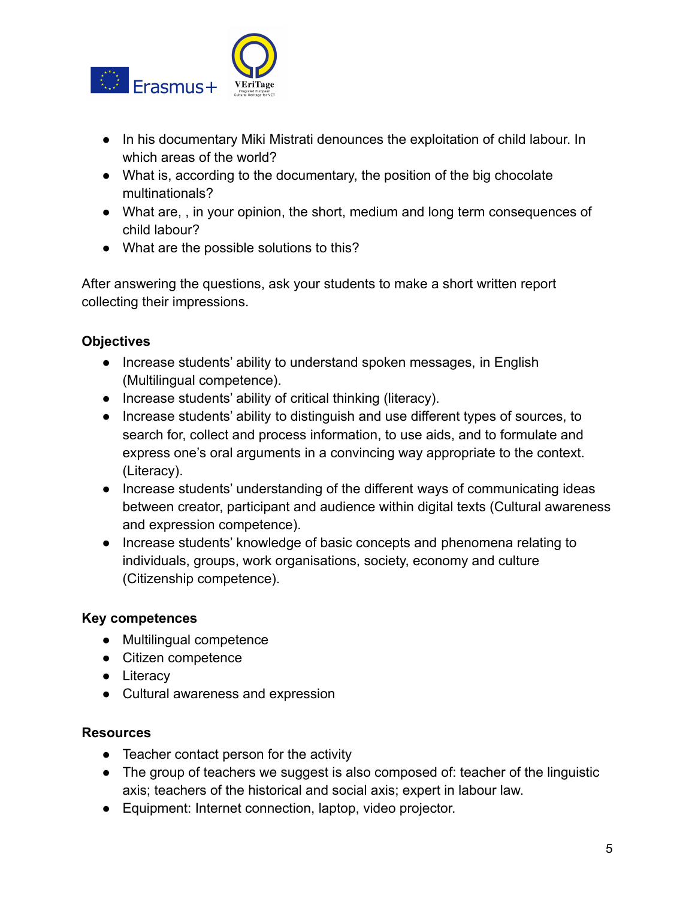- In his documentary Miki Mistrati denounces the exploitation of child labour. In which areas of the world?
- What is, according to the documentary, the position of the big chocolate multinationals?
- What are, , in your opinion, the short, medium and long term consequences of child labour?
- What are the possible solutions to this?

After answering the questions, ask your students to make a short written report collecting their impressions.

**Objectives**

- Increase students' ability to understand spoken messages, in English (Multilingual competence).
- Increase students' ability of critical thinking (literacy).
- Increase students' ability to distinguish and use different types of sources, to search for, collect and process information, to use aids, and to formulate and express one's oral arguments in a convincing way appropriate to the context. (Literacy).
- Increase students' understanding of the different ways of communicating ideas between creator, participant and audience within digital texts (Cultural awareness and expression competence).
- Increase students' knowledge of basic concepts and phenomena relating to individuals, groups, work organisations, society, economy and culture (Citizenship competence).

**Key competences**

- Multilingual competence
- Citizen competence
- Literacy
- Cultural awareness and expression

**Resources**

- Teacher contact person for the activity
- The group of teachers we suggest is also composed of: teacher of the linguistic axis; teachers of the historical and social axis; expert in labour law.
- Equipment: Internet connection, laptop, video projector.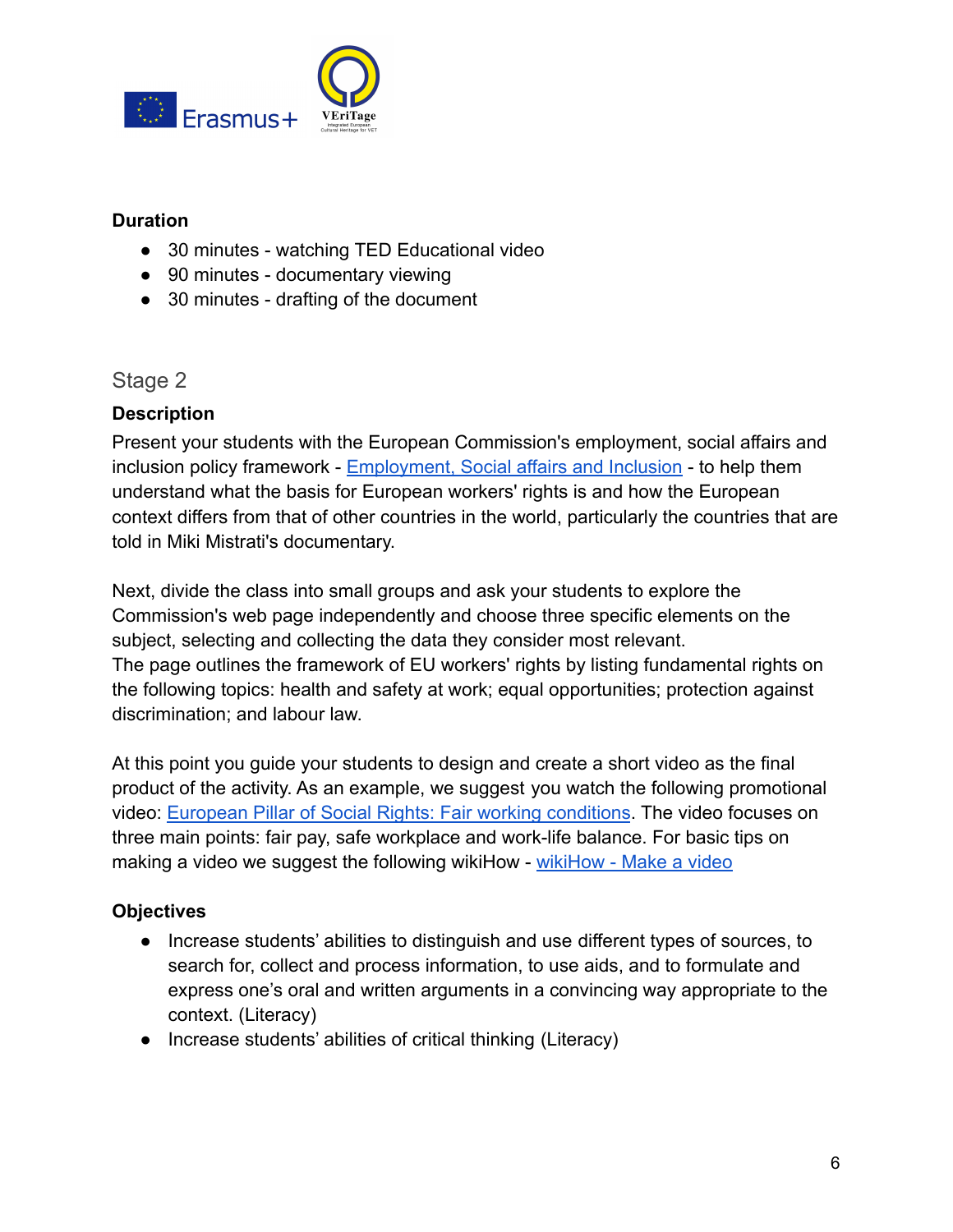**Duration**

- 30 minutes - watching TED Educational video
- 90 minutes - documentary viewing
- 30 minutes - drafting of the document

## Stage 2

**Description**

Present your students with the European Commission's employment, social affairs and inclusion policy framework - Employment, Social affairs and Inclusion - to help them understand what the basis for European workers' rights is and how the European context differs from that of other countries in the world, particularly the countries that are told in Miki Mistrati's documentary.

Next, divide the class into small groups and ask your students to explore the Commission's web page independently and choose three specific elements on the subject, selecting and collecting the data they consider most relevant.
The page outlines the framework of EU workers' rights by listing fundamental rights on the following topics: health and safety at work; equal opportunities; protection against discrimination; and labour law.

At this point you guide your students to design and create a short video as the final product of the activity. As an example, we suggest you watch the following promotional video: European Pillar of Social Rights: Fair working conditions. The video focuses on three main points: fair pay, safe workplace and work-life balance. For basic tips on making a video we suggest the following wikiHow - wikiHow - Make a video

**Objectives**

- Increase students' abilities to distinguish and use different types of sources, to search for, collect and process information, to use aids, and to formulate and express one's oral and written arguments in a convincing way appropriate to the context. (Literacy)
- Increase students' abilities of critical thinking (Literacy)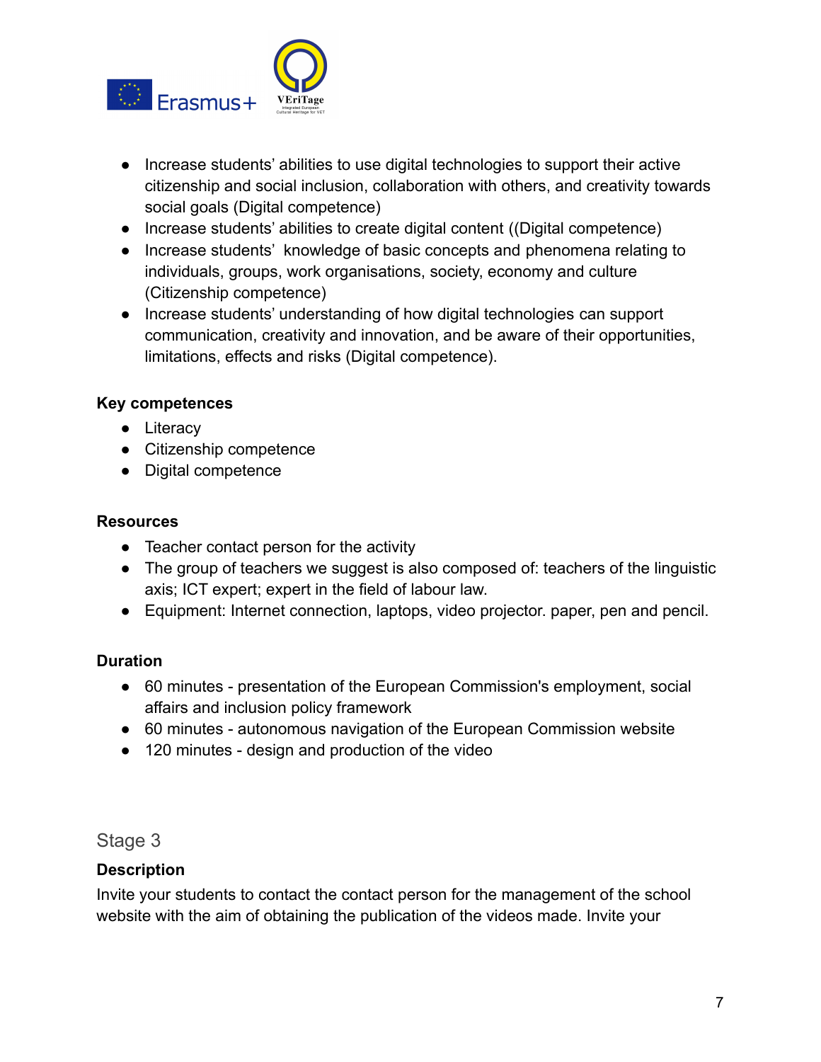- Increase students' abilities to use digital technologies to support their active citizenship and social inclusion, collaboration with others, and creativity towards social goals (Digital competence)
- Increase students' abilities to create digital content ((Digital competence)
- Increase students'  knowledge of basic concepts and phenomena relating to individuals, groups, work organisations, society, economy and culture (Citizenship competence)
- Increase students' understanding of how digital technologies can support communication, creativity and innovation, and be aware of their opportunities, limitations, effects and risks (Digital competence).

**Key competences**

- Literacy
- Citizenship competence
- Digital competence

**Resources**

- Teacher contact person for the activity
- The group of teachers we suggest is also composed of: teachers of the linguistic axis; ICT expert; expert in the field of labour law.
- Equipment: Internet connection, laptops, video projector. paper, pen and pencil.

**Duration**

- 60 minutes - presentation of the European Commission's employment, social affairs and inclusion policy framework
- 60 minutes - autonomous navigation of the European Commission website
- 120 minutes - design and production of the video

## Stage 3

**Description**

Invite your students to contact the contact person for the management of the school website with the aim of obtaining the publication of the videos made. Invite your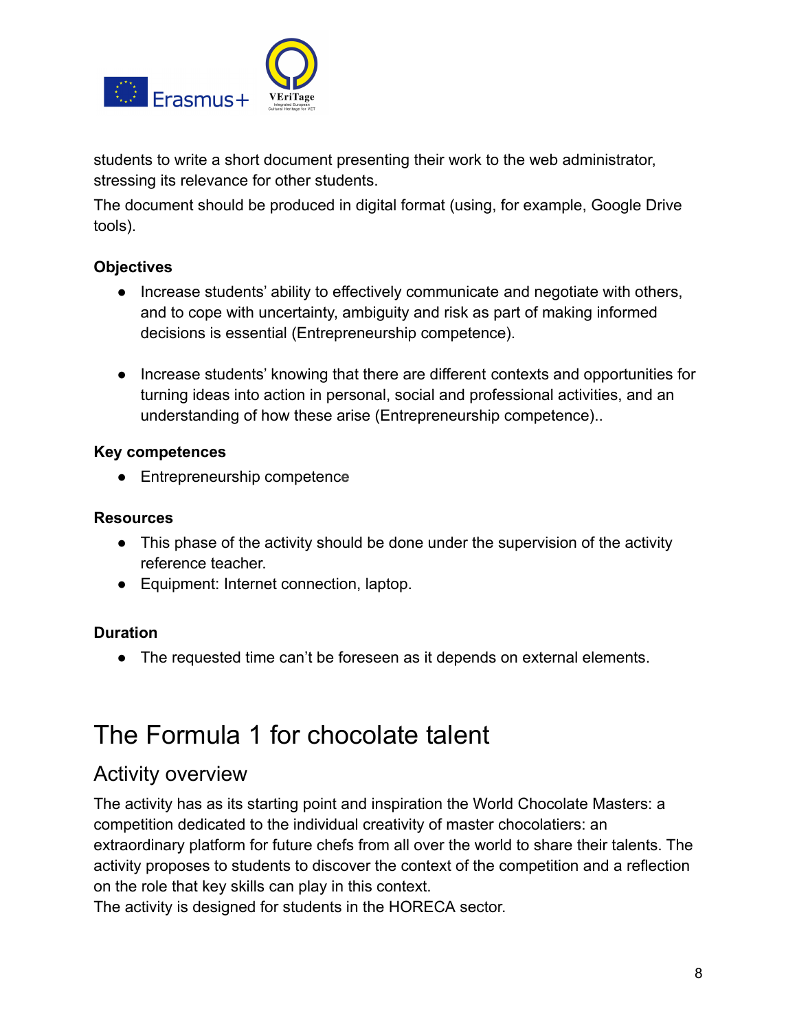students to write a short document presenting their work to the web administrator, stressing its relevance for other students.

The document should be produced in digital format (using, for example, Google Drive tools).

**Objectives**

- Increase students' ability to effectively communicate and negotiate with others, and to cope with uncertainty, ambiguity and risk as part of making informed decisions is essential (Entrepreneurship competence).

- Increase students' knowing that there are different contexts and opportunities for turning ideas into action in personal, social and professional activities, and an understanding of how these arise (Entrepreneurship competence)..

**Key competences**

- Entrepreneurship competence

**Resources**

- This phase of the activity should be done under the supervision of the activity reference teacher.
- Equipment: Internet connection, laptop.

**Duration**

- The requested time can't be foreseen as it depends on external elements.

# The Formula 1 for chocolate talent

## Activity overview

The activity has as its starting point and inspiration the World Chocolate Masters: a competition dedicated to the individual creativity of master chocolatiers: an extraordinary platform for future chefs from all over the world to share their talents. The activity proposes to students to discover the context of the competition and a reflection on the role that key skills can play in this context.

The activity is designed for students in the HORECA sector.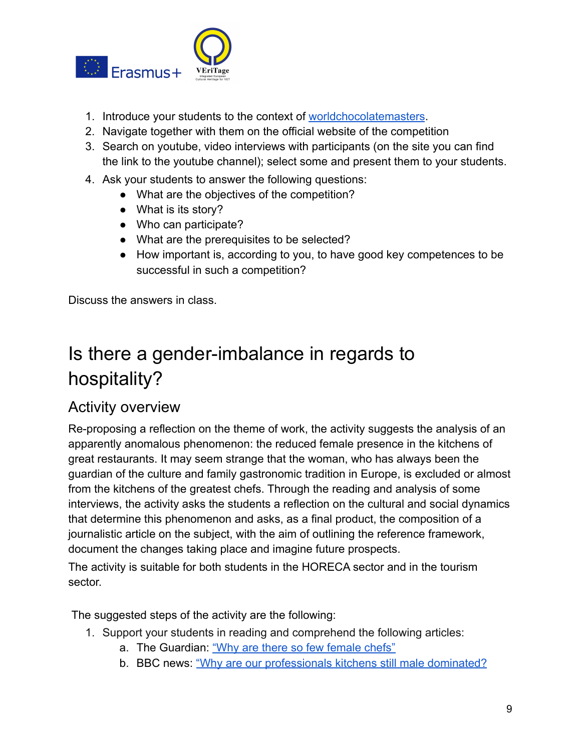1. Introduce your students to the context of [worldchocolatemasters](worldchocolatemasters).
2. Navigate together with them on the official website of the competition
3. Search on youtube, video interviews with participants (on the site you can find the link to the youtube channel); select some and present them to your students.
4. Ask your students to answer the following questions:
   - What are the objectives of the competition?
   - What is its story?
   - Who can participate?
   - What are the prerequisites to be selected?
   - How important is, according to you, to have good key competences to be successful in such a competition?

Discuss the answers in class.

# Is there a gender-imbalance in regards to hospitality?

## Activity overview

Re-proposing a reflection on the theme of work, the activity suggests the analysis of an apparently anomalous phenomenon: the reduced female presence in the kitchens of great restaurants. It may seem strange that the woman, who has always been the guardian of the culture and family gastronomic tradition in Europe, is excluded or almost from the kitchens of the greatest chefs. Through the reading and analysis of some interviews, the activity asks the students a reflection on the cultural and social dynamics that determine this phenomenon and asks, as a final product, the composition of a journalistic article on the subject, with the aim of outlining the reference framework, document the changes taking place and imagine future prospects.

The activity is suitable for both students in the HORECA sector and in the tourism sector.

The suggested steps of the activity are the following:

1. Support your students in reading and comprehend the following articles:
   a. The Guardian: "Why are there so few female chefs"
   b. BBC news: "Why are our professionals kitchens still male dominated?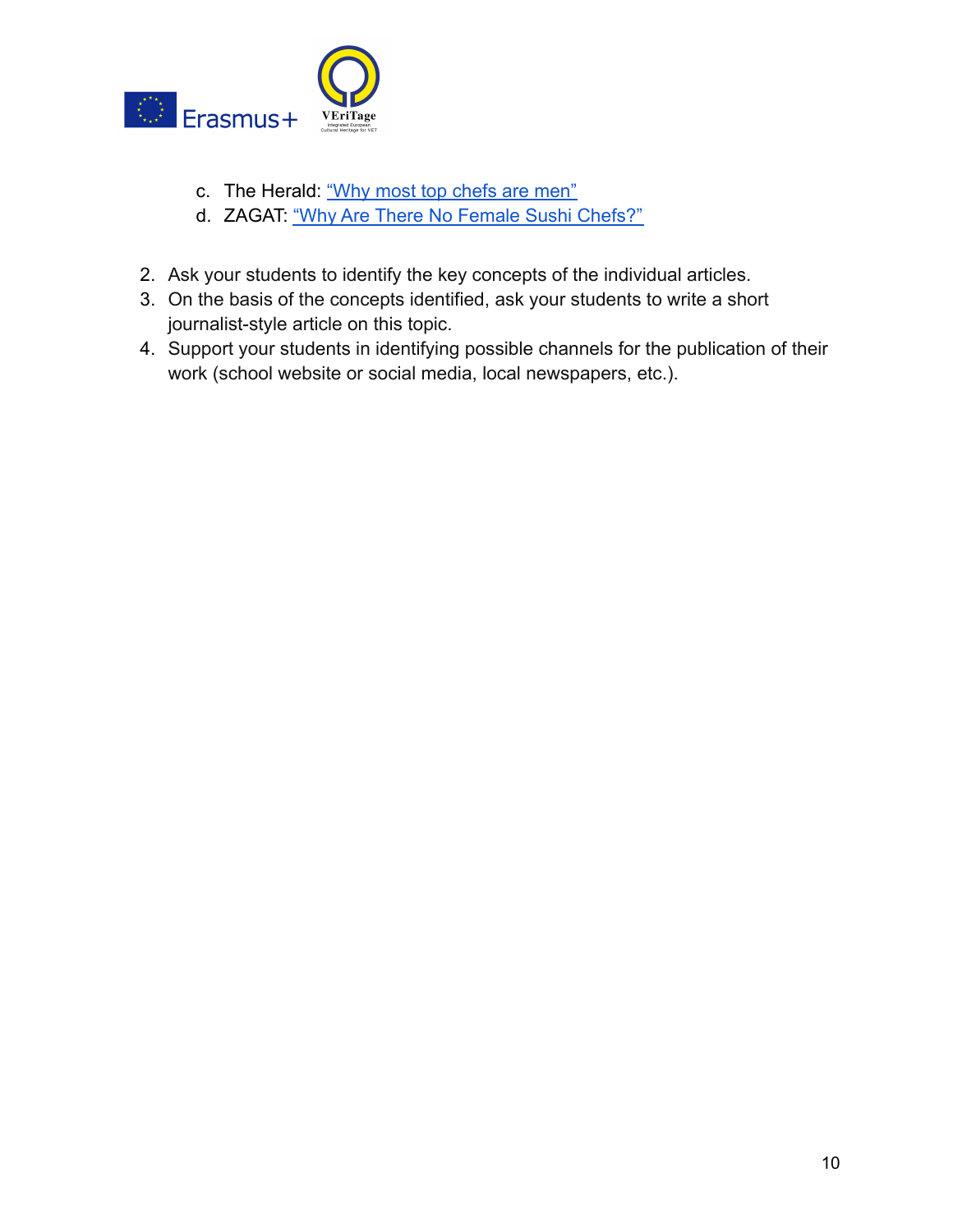c. The Herald: “Why most top chefs are men”
d. ZAGAT: “Why Are There No Female Sushi Chefs?”

2. Ask your students to identify the key concepts of the individual articles.
3. On the basis of the concepts identified, ask your students to write a short journalist-style article on this topic.
4. Support your students in identifying possible channels for the publication of their work (school website or social media, local newspapers, etc.).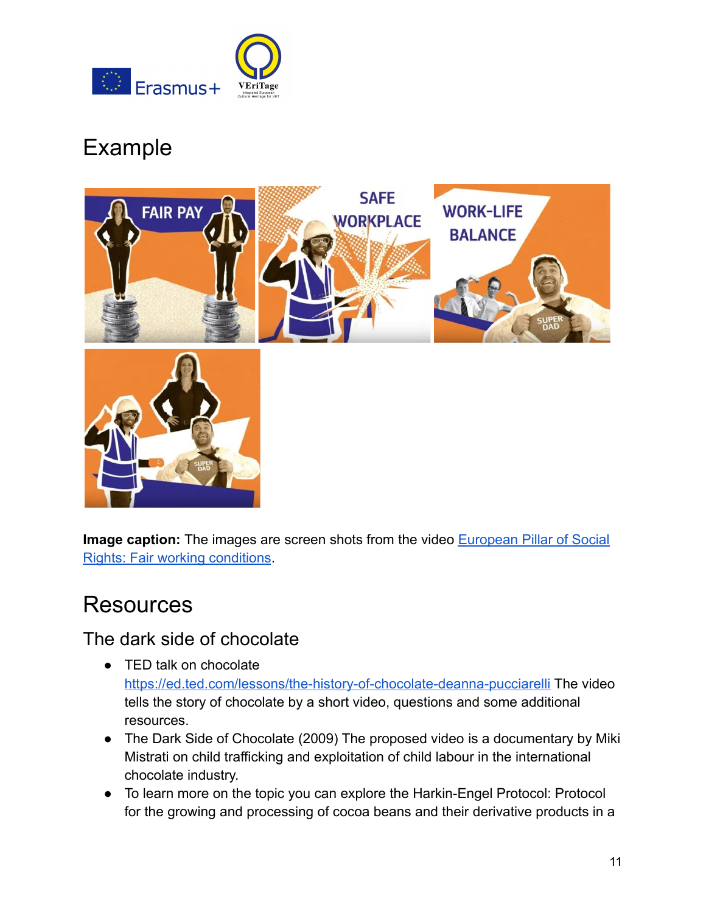# Example

**Image caption:** The images are screen shots from the video [European Pillar of Social Rights: Fair working conditions](European Pillar of Social Rights: Fair working conditions).

# Resources

## The dark side of chocolate

- TED talk on chocolate https://ed.ted.com/lessons/the-history-of-chocolate-deanna-pucciarelli The video tells the story of chocolate by a short video, questions and some additional resources.
- The Dark Side of Chocolate (2009) The proposed video is a documentary by Miki Mistrati on child trafficking and exploitation of child labour in the international chocolate industry.
- To learn more on the topic you can explore the Harkin-Engel Protocol: Protocol for the growing and processing of cocoa beans and their derivative products in a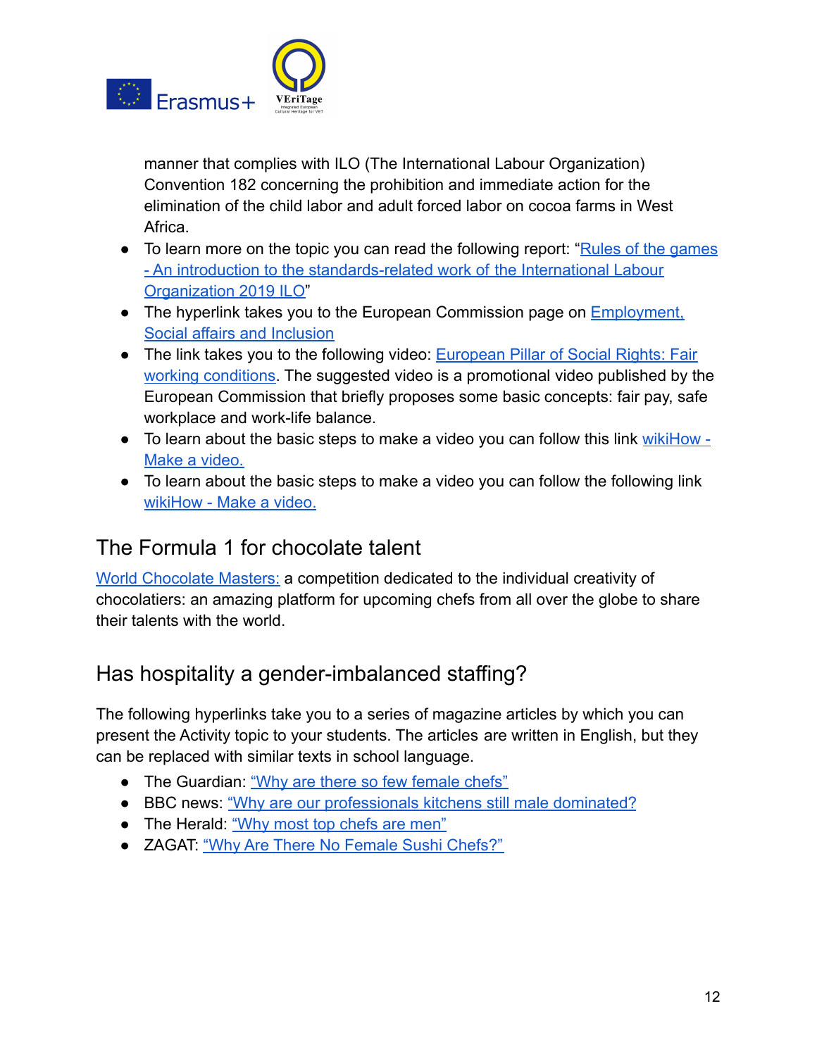manner that complies with ILO (The International Labour Organization) Convention 182 concerning the prohibition and immediate action for the elimination of the child labor and adult forced labor on cocoa farms in West Africa.

- To learn more on the topic you can read the following report: "Rules of the games - An introduction to the standards-related work of the International Labour Organization 2019 ILO"
- The hyperlink takes you to the European Commission page on Employment, Social affairs and Inclusion
- The link takes you to the following video: European Pillar of Social Rights: Fair working conditions. The suggested video is a promotional video published by the European Commission that briefly proposes some basic concepts: fair pay, safe workplace and work-life balance.
- To learn about the basic steps to make a video you can follow this link wikiHow - Make a video.
- To learn about the basic steps to make a video you can follow the following link wikiHow - Make a video.

## The Formula 1 for chocolate talent

World Chocolate Masters: a competition dedicated to the individual creativity of chocolatiers: an amazing platform for upcoming chefs from all over the globe to share their talents with the world.

## Has hospitality a gender-imbalanced staffing?

The following hyperlinks take you to a series of magazine articles by which you can present the Activity topic to your students. The articles are written in English, but they can be replaced with similar texts in school language.

- The Guardian: "Why are there so few female chefs"
- BBC news: "Why are our professionals kitchens still male dominated?
- The Herald: "Why most top chefs are men"
- ZAGAT: "Why Are There No Female Sushi Chefs?"